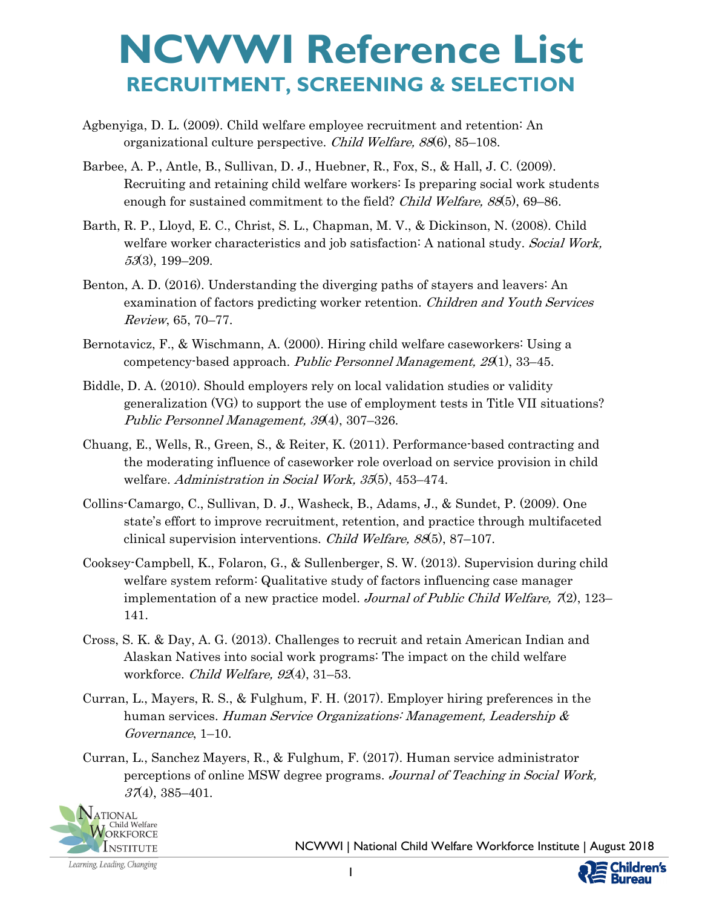# NCWWI Reference List

## RECRUITMENT, SCREENING & SELECTION

Agbenyiga, D. L. (2009). Child welfare employee recruitment and retention: An organizational culture perspective. *Child Welfare, 88*(6), 85–108.

Barbee, A. P., Antle, B., Sullivan, D. J., Huebner, R., Fox, S., & Hall, J. C. (2009). Recruiting and retaining child welfare workers: Is preparing social work students enough for sustained commitment to the field? *Child Welfare, 88*(5), 69–86.

Barth, R. P., Lloyd, E. C., Christ, S. L., Chapman, M. V., & Dickinson, N. (2008). Child welfare worker characteristics and job satisfaction: A national study. *Social Work, 53*(3), 199–209.

Benton, A. D. (2016). Understanding the diverging paths of stayers and leavers: An examination of factors predicting worker retention. *Children and Youth Services Review*, 65, 70–77.

Bernotavicz, F., & Wischmann, A. (2000). Hiring child welfare caseworkers: Using a competency-based approach. *Public Personnel Management, 29*(1), 33–45.

Biddle, D. A. (2010). Should employers rely on local validation studies or validity generalization (VG) to support the use of employment tests in Title VII situations? *Public Personnel Management, 39*(4), 307–326.

Chuang, E., Wells, R., Green, S., & Reiter, K. (2011). Performance-based contracting and the moderating influence of caseworker role overload on service provision in child welfare. *Administration in Social Work, 35*(5), 453–474.

Collins-Camargo, C., Sullivan, D. J., Washeck, B., Adams, J., & Sundet, P. (2009). One state's effort to improve recruitment, retention, and practice through multifaceted clinical supervision interventions. *Child Welfare, 88*(5), 87–107.

Cooksey-Campbell, K., Folaron, G., & Sullenberger, S. W. (2013). Supervision during child welfare system reform: Qualitative study of factors influencing case manager implementation of a new practice model. *Journal of Public Child Welfare, 7*(2), 123–141.

Cross, S. K. & Day, A. G. (2013). Challenges to recruit and retain American Indian and Alaskan Natives into social work programs: The impact on the child welfare workforce. *Child Welfare, 92*(4), 31–53.

Curran, L., Mayers, R. S., & Fulghum, F. H. (2017). Employer hiring preferences in the human services. *Human Service Organizations: Management, Leadership & Governance*, 1–10.

Curran, L., Sanchez Mayers, R., & Fulghum, F. (2017). Human service administrator perceptions of online MSW degree programs. *Journal of Teaching in Social Work, 37*(4), 385–401.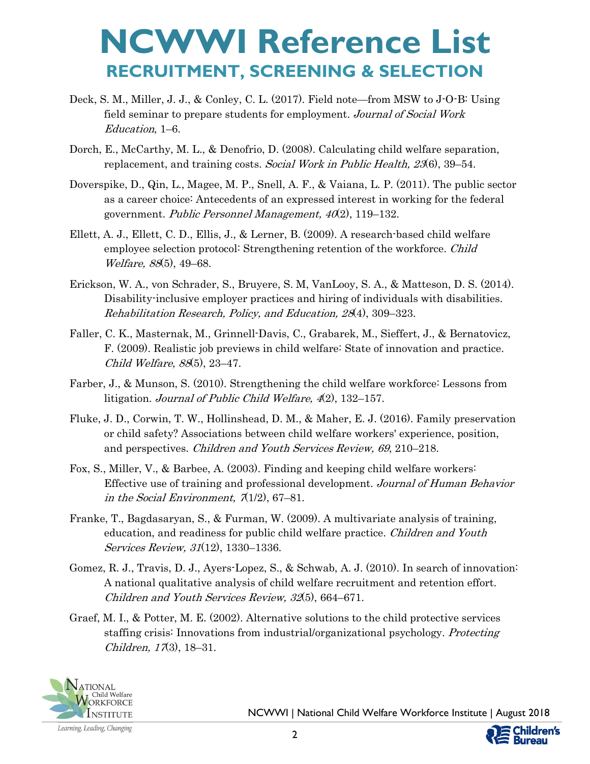# NCWWI Reference List

## RECRUITMENT, SCREENING & SELECTION

Deck, S. M., Miller, J. J., & Conley, C. L. (2017). Field note—from MSW to J-O-B: Using field seminar to prepare students for employment. *Journal of Social Work Education*, 1–6.

Dorch, E., McCarthy, M. L., & Denofrio, D. (2008). Calculating child welfare separation, replacement, and training costs. *Social Work in Public Health, 23*(6), 39–54.

Doverspike, D., Qin, L., Magee, M. P., Snell, A. F., & Vaiana, L. P. (2011). The public sector as a career choice: Antecedents of an expressed interest in working for the federal government. *Public Personnel Management, 40*(2), 119–132.

Ellett, A. J., Ellett, C. D., Ellis, J., & Lerner, B. (2009). A research-based child welfare employee selection protocol: Strengthening retention of the workforce. *Child Welfare, 88*(5), 49–68.

Erickson, W. A., von Schrader, S., Bruyere, S. M, VanLooy, S. A., & Matteson, D. S. (2014). Disability-inclusive employer practices and hiring of individuals with disabilities. *Rehabilitation Research, Policy, and Education, 28*(4), 309–323.

Faller, C. K., Masternak, M., Grinnell-Davis, C., Grabarek, M., Sieffert, J., & Bernatovicz, F. (2009). Realistic job previews in child welfare: State of innovation and practice. *Child Welfare, 88*(5), 23–47.

Farber, J., & Munson, S. (2010). Strengthening the child welfare workforce: Lessons from litigation. *Journal of Public Child Welfare, 4*(2), 132–157.

Fluke, J. D., Corwin, T. W., Hollinshead, D. M., & Maher, E. J. (2016). Family preservation or child safety? Associations between child welfare workers' experience, position, and perspectives. *Children and Youth Services Review, 69*, 210–218.

Fox, S., Miller, V., & Barbee, A. (2003). Finding and keeping child welfare workers: Effective use of training and professional development. *Journal of Human Behavior in the Social Environment, 7*(1/2), 67–81.

Franke, T., Bagdasaryan, S., & Furman, W. (2009). A multivariate analysis of training, education, and readiness for public child welfare practice. *Children and Youth Services Review, 31*(12), 1330–1336.

Gomez, R. J., Travis, D. J., Ayers-Lopez, S., & Schwab, A. J. (2010). In search of innovation: A national qualitative analysis of child welfare recruitment and retention effort. *Children and Youth Services Review, 32*(5), 664–671.

Graef, M. I., & Potter, M. E. (2002). Alternative solutions to the child protective services staffing crisis: Innovations from industrial/organizational psychology. *Protecting Children, 17*(3), 18–31.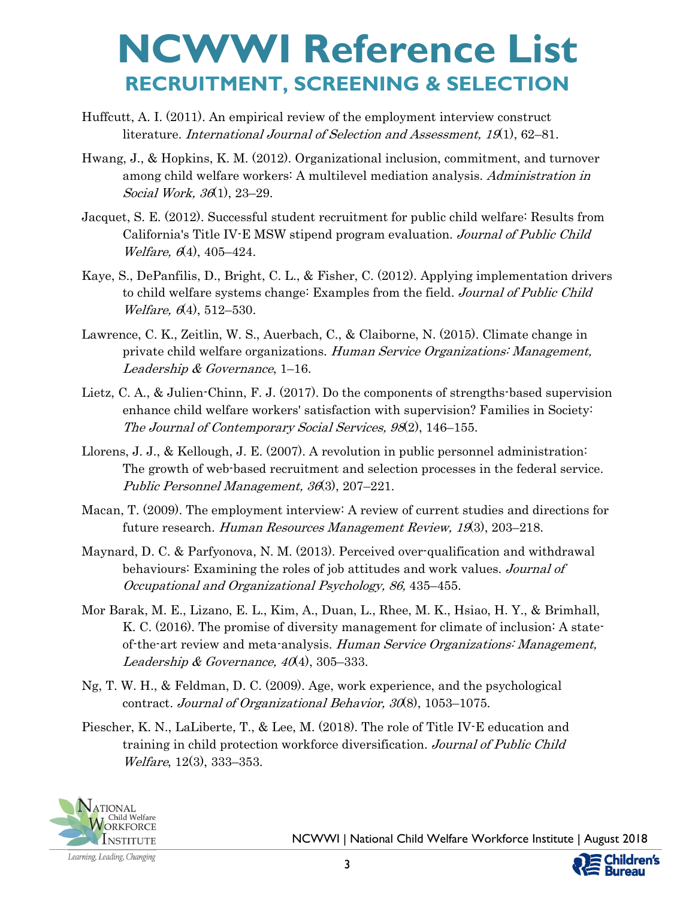# NCWWI Reference List

## RECRUITMENT, SCREENING & SELECTION

Huffcutt, A. I. (2011). An empirical review of the employment interview construct literature. *International Journal of Selection and Assessment, 19*(1), 62–81.

Hwang, J., & Hopkins, K. M. (2012). Organizational inclusion, commitment, and turnover among child welfare workers: A multilevel mediation analysis. *Administration in Social Work, 36*(1), 23–29.

Jacquet, S. E. (2012). Successful student recruitment for public child welfare: Results from California's Title IV-E MSW stipend program evaluation. *Journal of Public Child Welfare, 6*(4), 405–424.

Kaye, S., DePanfilis, D., Bright, C. L., & Fisher, C. (2012). Applying implementation drivers to child welfare systems change: Examples from the field. *Journal of Public Child Welfare, 6*(4), 512–530.

Lawrence, C. K., Zeitlin, W. S., Auerbach, C., & Claiborne, N. (2015). Climate change in private child welfare organizations. *Human Service Organizations: Management, Leadership & Governance*, 1–16.

Lietz, C. A., & Julien-Chinn, F. J. (2017). Do the components of strengths-based supervision enhance child welfare workers' satisfaction with supervision? Families in Society: *The Journal of Contemporary Social Services, 98*(2), 146–155.

Llorens, J. J., & Kellough, J. E. (2007). A revolution in public personnel administration: The growth of web-based recruitment and selection processes in the federal service. *Public Personnel Management, 36*(3), 207–221.

Macan, T. (2009). The employment interview: A review of current studies and directions for future research. *Human Resources Management Review, 19*(3), 203–218.

Maynard, D. C. & Parfyonova, N. M. (2013). Perceived over-qualification and withdrawal behaviours: Examining the roles of job attitudes and work values. *Journal of Occupational and Organizational Psychology, 86,* 435–455.

Mor Barak, M. E., Lizano, E. L., Kim, A., Duan, L., Rhee, M. K., Hsiao, H. Y., & Brimhall, K. C. (2016). The promise of diversity management for climate of inclusion: A state-of-the-art review and meta-analysis. *Human Service Organizations: Management, Leadership & Governance, 40*(4), 305–333.

Ng, T. W. H., & Feldman, D. C. (2009). Age, work experience, and the psychological contract. *Journal of Organizational Behavior, 30*(8), 1053–1075.

Piescher, K. N., LaLiberte, T., & Lee, M. (2018). The role of Title IV-E education and training in child protection workforce diversification. *Journal of Public Child Welfare*, 12(3), 333–353.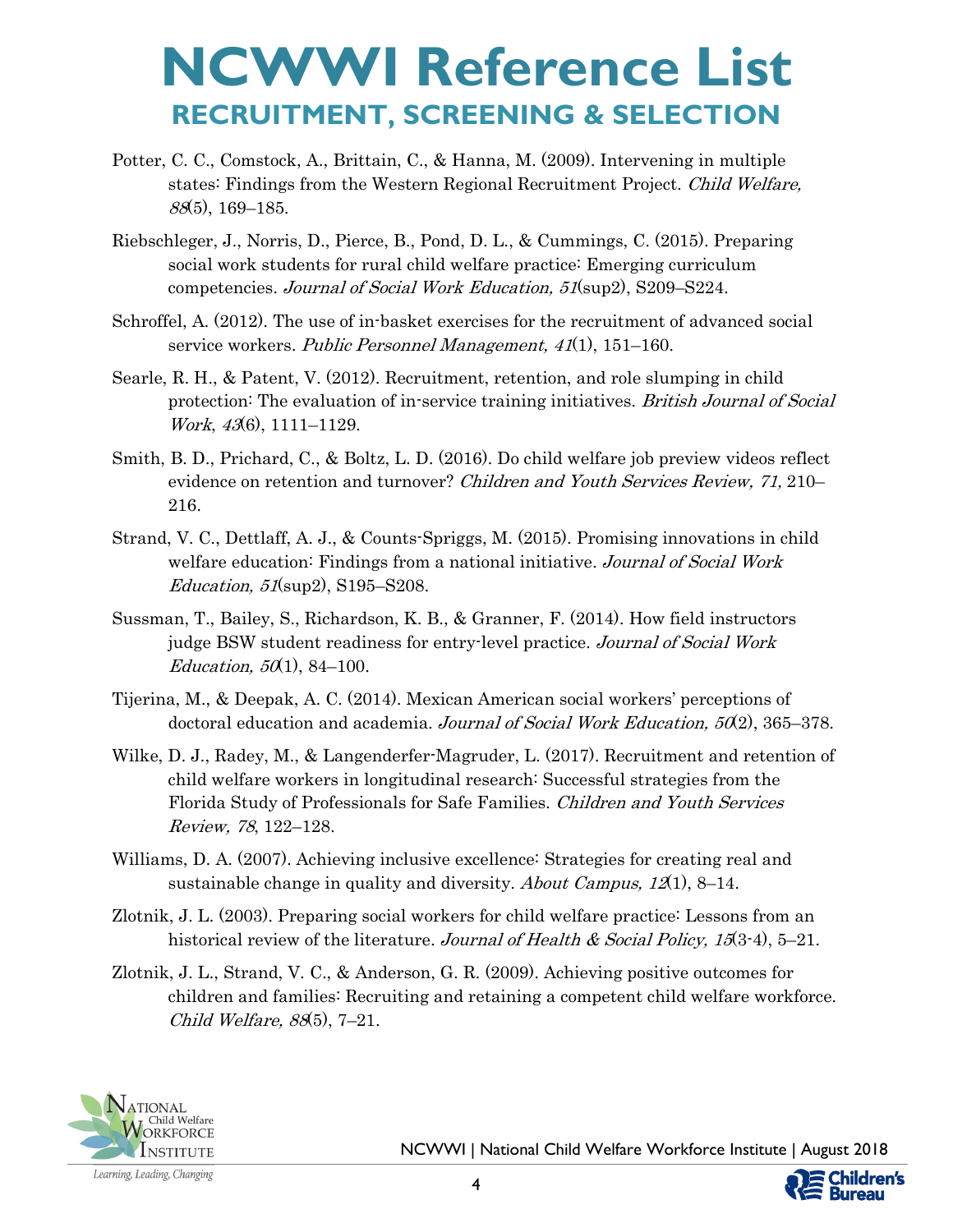# NCWWI Reference List

## RECRUITMENT, SCREENING & SELECTION

Potter, C. C., Comstock, A., Brittain, C., & Hanna, M. (2009). Intervening in multiple states: Findings from the Western Regional Recruitment Project. *Child Welfare, 88*(5), 169–185.

Riebschleger, J., Norris, D., Pierce, B., Pond, D. L., & Cummings, C. (2015). Preparing social work students for rural child welfare practice: Emerging curriculum competencies. *Journal of Social Work Education, 51*(sup2), S209–S224.

Schroffel, A. (2012). The use of in-basket exercises for the recruitment of advanced social service workers. *Public Personnel Management, 41*(1), 151–160.

Searle, R. H., & Patent, V. (2012). Recruitment, retention, and role slumping in child protection: The evaluation of in-service training initiatives. *British Journal of Social Work*, *43*(6), 1111–1129.

Smith, B. D., Prichard, C., & Boltz, L. D. (2016). Do child welfare job preview videos reflect evidence on retention and turnover? *Children and Youth Services Review, 71,* 210–216.

Strand, V. C., Dettlaff, A. J., & Counts-Spriggs, M. (2015). Promising innovations in child welfare education: Findings from a national initiative. *Journal of Social Work Education, 51*(sup2), S195–S208.

Sussman, T., Bailey, S., Richardson, K. B., & Granner, F. (2014). How field instructors judge BSW student readiness for entry-level practice. *Journal of Social Work Education, 50*(1), 84–100.

Tijerina, M., & Deepak, A. C. (2014). Mexican American social workers' perceptions of doctoral education and academia. *Journal of Social Work Education, 50*(2), 365–378.

Wilke, D. J., Radey, M., & Langenderfer-Magruder, L. (2017). Recruitment and retention of child welfare workers in longitudinal research: Successful strategies from the Florida Study of Professionals for Safe Families. *Children and Youth Services Review, 78*, 122–128.

Williams, D. A. (2007). Achieving inclusive excellence: Strategies for creating real and sustainable change in quality and diversity. *About Campus, 12*(1), 8–14.

Zlotnik, J. L. (2003). Preparing social workers for child welfare practice: Lessons from an historical review of the literature. *Journal of Health & Social Policy, 15*(3-4), 5–21.

Zlotnik, J. L., Strand, V. C., & Anderson, G. R. (2009). Achieving positive outcomes for children and families: Recruiting and retaining a competent child welfare workforce. *Child Welfare, 88*(5), 7–21.